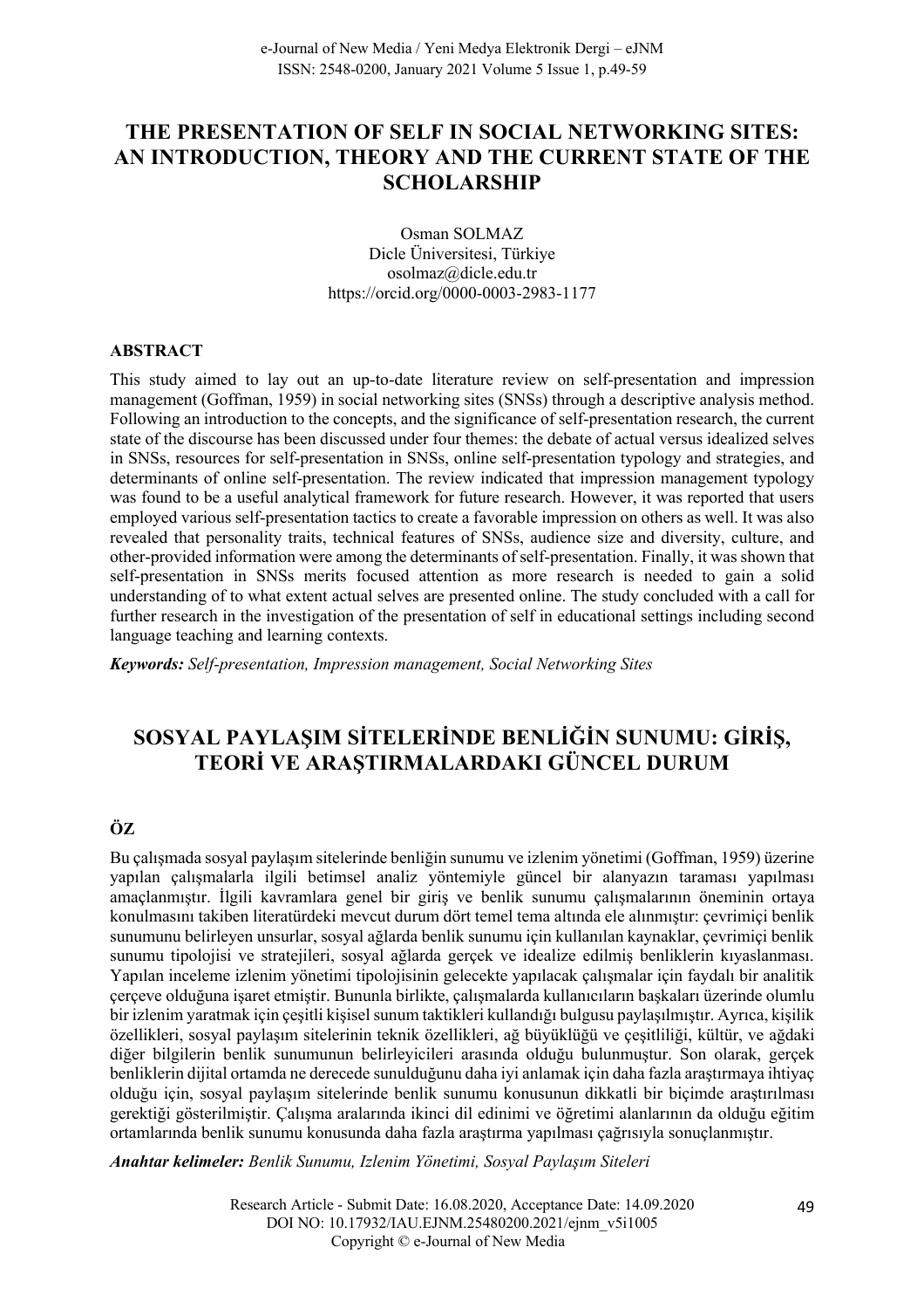# THE PRESENTATION OF SELF IN SOCIAL NETWORKING SITES: AN INTRODUCTION, THEORY AND THE CURRENT STATE OF THE SCHOLARSHIP

Osman SOLMAZ
Dicle Üniversitesi, Türkiye
osolmaz@dicle.edu.tr
https://orcid.org/0000-0003-2983-1177

## ABSTRACT

This study aimed to lay out an up-to-date literature review on self-presentation and impression management (Goffman, 1959) in social networking sites (SNSs) through a descriptive analysis method. Following an introduction to the concepts, and the significance of self-presentation research, the current state of the discourse has been discussed under four themes: the debate of actual versus idealized selves in SNSs, resources for self-presentation in SNSs, online self-presentation typology and strategies, and determinants of online self-presentation. The review indicated that impression management typology was found to be a useful analytical framework for future research. However, it was reported that users employed various self-presentation tactics to create a favorable impression on others as well. It was also revealed that personality traits, technical features of SNSs, audience size and diversity, culture, and other-provided information were among the determinants of self-presentation. Finally, it was shown that self-presentation in SNSs merits focused attention as more research is needed to gain a solid understanding of to what extent actual selves are presented online. The study concluded with a call for further research in the investigation of the presentation of self in educational settings including second language teaching and learning contexts.

***Keywords:*** *Self-presentation, Impression management, Social Networking Sites*

# SOSYAL PAYLAŞIM SİTELERİNDE BENLİĞİN SUNUMU: GİRİŞ, TEORİ VE ARAŞTIRMALARDAKI GÜNCEL DURUM

## ÖZ

Bu çalışmada sosyal paylaşım sitelerinde benliğin sunumu ve izlenim yönetimi (Goffman, 1959) üzerine yapılan çalışmalarla ilgili betimsel analiz yöntemiyle güncel bir alanyazın taraması yapılması amaçlanmıştır. İlgili kavramlara genel bir giriş ve benlik sunumu çalışmalarının öneminin ortaya konulmasını takiben literatürdeki mevcut durum dört temel tema altında ele alınmıştır: çevrimiçi benlik sunumunu belirleyen unsurlar, sosyal ağlarda benlik sunumu için kullanılan kaynaklar, çevrimiçi benlik sunumu tipolojisi ve stratejileri, sosyal ağlarda gerçek ve idealize edilmiş benliklerin kıyaslanması. Yapılan inceleme izlenim yönetimi tipolojisinin gelecekte yapılacak çalışmalar için faydalı bir analitik çerçeve olduğuna işaret etmiştir. Bununla birlikte, çalışmalarda kullanıcıların başkaları üzerinde olumlu bir izlenim yaratmak için çeşitli kişisel sunum taktikleri kullandığı bulgusu paylaşılmıştır. Ayrıca, kişilik özellikleri, sosyal paylaşım sitelerinin teknik özellikleri, ağ büyüklüğü ve çeşitliliği, kültür, ve ağdaki diğer bilgilerin benlik sunumunun belirleyicileri arasında olduğu bulunmuştur. Son olarak, gerçek benliklerin dijital ortamda ne derecede sunulduğunu daha iyi anlamak için daha fazla araştırmaya ihtiyaç olduğu için, sosyal paylaşım sitelerinde benlik sunumu konusunun dikkatli bir biçimde araştırılması gerektiği gösterilmiştir. Çalışma aralarında ikinci dil edinimi ve öğretimi alanlarının da olduğu eğitim ortamlarında benlik sunumu konusunda daha fazla araştırma yapılması çağrısıyla sonuçlanmıştır.

***Anahtar kelimeler:*** *Benlik Sunumu, Izlenim Yönetimi, Sosyal Paylaşım Siteleri*

Research Article - Submit Date: 16.08.2020, Acceptance Date: 14.09.2020
DOI NO: 10.17932/IAU.EJNM.25480200.2021/ejnm_v5i1005
Copyright © e-Journal of New Media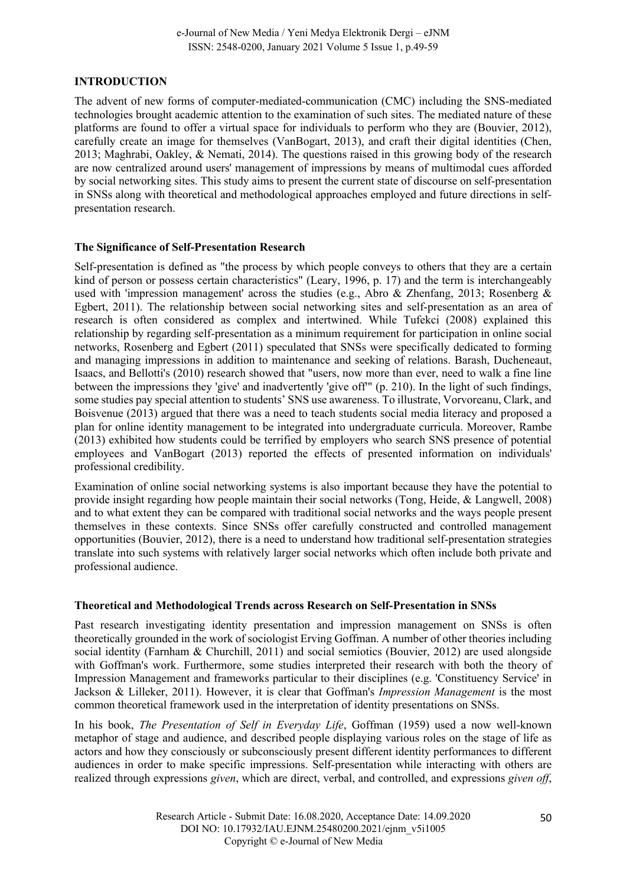## INTRODUCTION

The advent of new forms of computer-mediated-communication (CMC) including the SNS-mediated technologies brought academic attention to the examination of such sites. The mediated nature of these platforms are found to offer a virtual space for individuals to perform who they are (Bouvier, 2012), carefully create an image for themselves (VanBogart, 2013), and craft their digital identities (Chen, 2013; Maghrabi, Oakley, & Nemati, 2014). The questions raised in this growing body of the research are now centralized around users' management of impressions by means of multimodal cues afforded by social networking sites. This study aims to present the current state of discourse on self-presentation in SNSs along with theoretical and methodological approaches employed and future directions in self-presentation research.

### The Significance of Self-Presentation Research

Self-presentation is defined as "the process by which people conveys to others that they are a certain kind of person or possess certain characteristics" (Leary, 1996, p. 17) and the term is interchangeably used with 'impression management' across the studies (e.g., Abro & Zhenfang, 2013; Rosenberg & Egbert, 2011). The relationship between social networking sites and self-presentation as an area of research is often considered as complex and intertwined. While Tufekci (2008) explained this relationship by regarding self-presentation as a minimum requirement for participation in online social networks, Rosenberg and Egbert (2011) speculated that SNSs were specifically dedicated to forming and managing impressions in addition to maintenance and seeking of relations. Barash, Ducheneaut, Isaacs, and Bellotti's (2010) research showed that "users, now more than ever, need to walk a fine line between the impressions they 'give' and inadvertently 'give off'" (p. 210). In the light of such findings, some studies pay special attention to students' SNS use awareness. To illustrate, Vorvoreanu, Clark, and Boisvenue (2013) argued that there was a need to teach students social media literacy and proposed a plan for online identity management to be integrated into undergraduate curricula. Moreover, Rambe (2013) exhibited how students could be terrified by employers who search SNS presence of potential employees and VanBogart (2013) reported the effects of presented information on individuals' professional credibility.

Examination of online social networking systems is also important because they have the potential to provide insight regarding how people maintain their social networks (Tong, Heide, & Langwell, 2008) and to what extent they can be compared with traditional social networks and the ways people present themselves in these contexts. Since SNSs offer carefully constructed and controlled management opportunities (Bouvier, 2012), there is a need to understand how traditional self-presentation strategies translate into such systems with relatively larger social networks which often include both private and professional audience.

### Theoretical and Methodological Trends across Research on Self-Presentation in SNSs

Past research investigating identity presentation and impression management on SNSs is often theoretically grounded in the work of sociologist Erving Goffman. A number of other theories including social identity (Farnham & Churchill, 2011) and social semiotics (Bouvier, 2012) are used alongside with Goffman's work. Furthermore, some studies interpreted their research with both the theory of Impression Management and frameworks particular to their disciplines (e.g. 'Constituency Service' in Jackson & Lilleker, 2011). However, it is clear that Goffman's *Impression Management* is the most common theoretical framework used in the interpretation of identity presentations on SNSs.

In his book, *The Presentation of Self in Everyday Life*, Goffman (1959) used a now well-known metaphor of stage and audience, and described people displaying various roles on the stage of life as actors and how they consciously or subconsciously present different identity performances to different audiences in order to make specific impressions. Self-presentation while interacting with others are realized through expressions *given*, which are direct, verbal, and controlled, and expressions *given off*,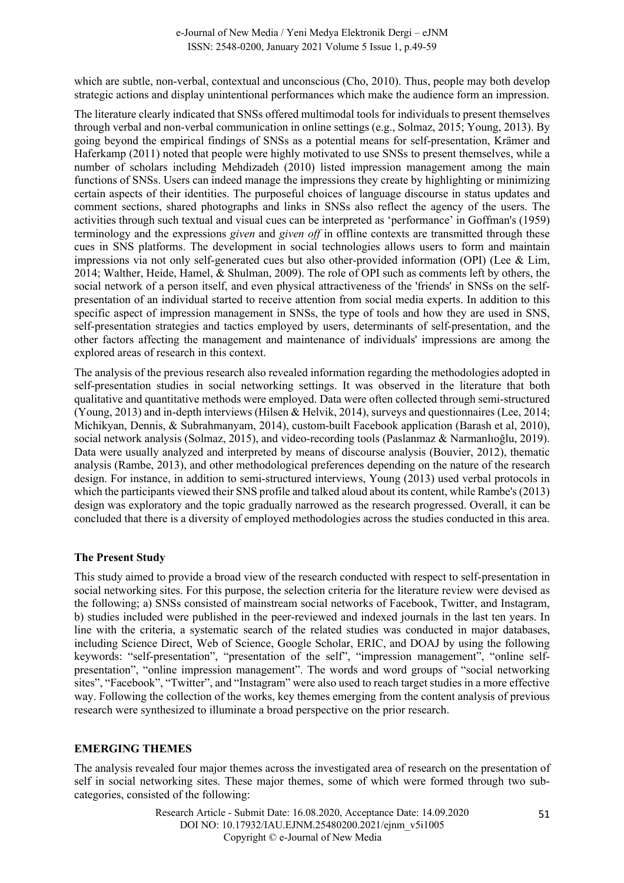which are subtle, non-verbal, contextual and unconscious (Cho, 2010). Thus, people may both develop strategic actions and display unintentional performances which make the audience form an impression.

The literature clearly indicated that SNSs offered multimodal tools for individuals to present themselves through verbal and non-verbal communication in online settings (e.g., Solmaz, 2015; Young, 2013). By going beyond the empirical findings of SNSs as a potential means for self-presentation, Krämer and Haferkamp (2011) noted that people were highly motivated to use SNSs to present themselves, while a number of scholars including Mehdizadeh (2010) listed impression management among the main functions of SNSs. Users can indeed manage the impressions they create by highlighting or minimizing certain aspects of their identities. The purposeful choices of language discourse in status updates and comment sections, shared photographs and links in SNSs also reflect the agency of the users. The activities through such textual and visual cues can be interpreted as 'performance' in Goffman's (1959) terminology and the expressions *given* and *given off* in offline contexts are transmitted through these cues in SNS platforms. The development in social technologies allows users to form and maintain impressions via not only self-generated cues but also other-provided information (OPI) (Lee & Lim, 2014; Walther, Heide, Hamel, & Shulman, 2009). The role of OPI such as comments left by others, the social network of a person itself, and even physical attractiveness of the 'friends' in SNSs on the self-presentation of an individual started to receive attention from social media experts. In addition to this specific aspect of impression management in SNSs, the type of tools and how they are used in SNS, self-presentation strategies and tactics employed by users, determinants of self-presentation, and the other factors affecting the management and maintenance of individuals' impressions are among the explored areas of research in this context.

The analysis of the previous research also revealed information regarding the methodologies adopted in self-presentation studies in social networking settings. It was observed in the literature that both qualitative and quantitative methods were employed. Data were often collected through semi-structured (Young, 2013) and in-depth interviews (Hilsen & Helvik, 2014), surveys and questionnaires (Lee, 2014; Michikyan, Dennis, & Subrahmanyam, 2014), custom-built Facebook application (Barash et al, 2010), social network analysis (Solmaz, 2015), and video-recording tools (Paslanmaz & Narmanlıoğlu, 2019). Data were usually analyzed and interpreted by means of discourse analysis (Bouvier, 2012), thematic analysis (Rambe, 2013), and other methodological preferences depending on the nature of the research design. For instance, in addition to semi-structured interviews, Young (2013) used verbal protocols in which the participants viewed their SNS profile and talked aloud about its content, while Rambe's (2013) design was exploratory and the topic gradually narrowed as the research progressed. Overall, it can be concluded that there is a diversity of employed methodologies across the studies conducted in this area.

### The Present Study

This study aimed to provide a broad view of the research conducted with respect to self-presentation in social networking sites. For this purpose, the selection criteria for the literature review were devised as the following; a) SNSs consisted of mainstream social networks of Facebook, Twitter, and Instagram, b) studies included were published in the peer-reviewed and indexed journals in the last ten years. In line with the criteria, a systematic search of the related studies was conducted in major databases, including Science Direct, Web of Science, Google Scholar, ERIC, and DOAJ by using the following keywords: "self-presentation", "presentation of the self", "impression management", "online self-presentation", "online impression management". The words and word groups of "social networking sites", "Facebook", "Twitter", and "Instagram" were also used to reach target studies in a more effective way. Following the collection of the works, key themes emerging from the content analysis of previous research were synthesized to illuminate a broad perspective on the prior research.

## EMERGING THEMES

The analysis revealed four major themes across the investigated area of research on the presentation of self in social networking sites. These major themes, some of which were formed through two sub-categories, consisted of the following: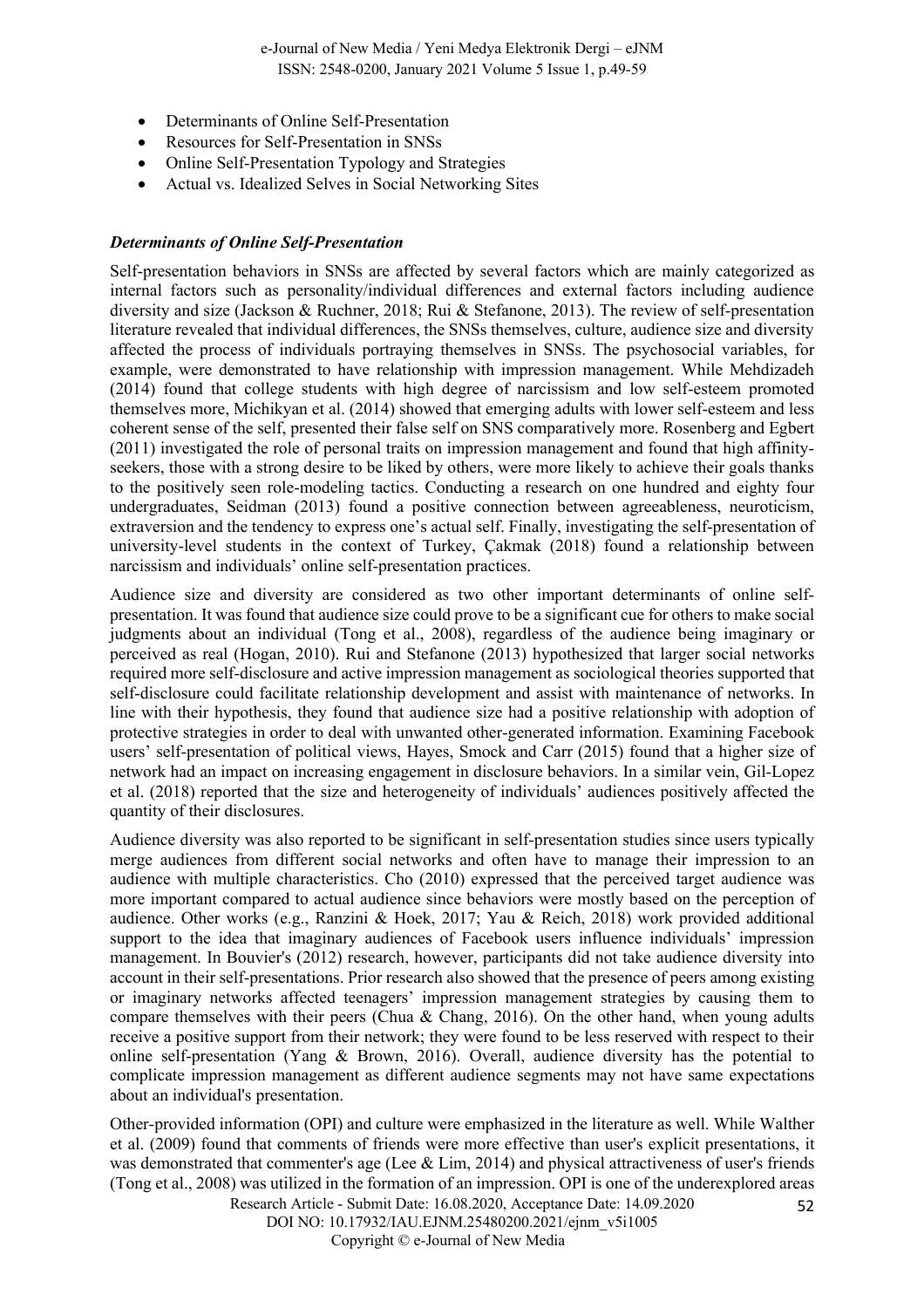- Determinants of Online Self-Presentation
- Resources for Self-Presentation in SNSs
- Online Self-Presentation Typology and Strategies
- Actual vs. Idealized Selves in Social Networking Sites

### *Determinants of Online Self-Presentation*

Self-presentation behaviors in SNSs are affected by several factors which are mainly categorized as internal factors such as personality/individual differences and external factors including audience diversity and size (Jackson & Ruchner, 2018; Rui & Stefanone, 2013). The review of self-presentation literature revealed that individual differences, the SNSs themselves, culture, audience size and diversity affected the process of individuals portraying themselves in SNSs. The psychosocial variables, for example, were demonstrated to have relationship with impression management. While Mehdizadeh (2014) found that college students with high degree of narcissism and low self-esteem promoted themselves more, Michikyan et al. (2014) showed that emerging adults with lower self-esteem and less coherent sense of the self, presented their false self on SNS comparatively more. Rosenberg and Egbert (2011) investigated the role of personal traits on impression management and found that high affinity-seekers, those with a strong desire to be liked by others, were more likely to achieve their goals thanks to the positively seen role-modeling tactics. Conducting a research on one hundred and eighty four undergraduates, Seidman (2013) found a positive connection between agreeableness, neuroticism, extraversion and the tendency to express one's actual self. Finally, investigating the self-presentation of university-level students in the context of Turkey, Çakmak (2018) found a relationship between narcissism and individuals' online self-presentation practices.

Audience size and diversity are considered as two other important determinants of online self-presentation. It was found that audience size could prove to be a significant cue for others to make social judgments about an individual (Tong et al., 2008), regardless of the audience being imaginary or perceived as real (Hogan, 2010). Rui and Stefanone (2013) hypothesized that larger social networks required more self-disclosure and active impression management as sociological theories supported that self-disclosure could facilitate relationship development and assist with maintenance of networks. In line with their hypothesis, they found that audience size had a positive relationship with adoption of protective strategies in order to deal with unwanted other-generated information. Examining Facebook users' self-presentation of political views, Hayes, Smock and Carr (2015) found that a higher size of network had an impact on increasing engagement in disclosure behaviors. In a similar vein, Gil-Lopez et al. (2018) reported that the size and heterogeneity of individuals' audiences positively affected the quantity of their disclosures.

Audience diversity was also reported to be significant in self-presentation studies since users typically merge audiences from different social networks and often have to manage their impression to an audience with multiple characteristics. Cho (2010) expressed that the perceived target audience was more important compared to actual audience since behaviors were mostly based on the perception of audience. Other works (e.g., Ranzini & Hoek, 2017; Yau & Reich, 2018) work provided additional support to the idea that imaginary audiences of Facebook users influence individuals' impression management. In Bouvier's (2012) research, however, participants did not take audience diversity into account in their self-presentations. Prior research also showed that the presence of peers among existing or imaginary networks affected teenagers' impression management strategies by causing them to compare themselves with their peers (Chua & Chang, 2016). On the other hand, when young adults receive a positive support from their network; they were found to be less reserved with respect to their online self-presentation (Yang & Brown, 2016). Overall, audience diversity has the potential to complicate impression management as different audience segments may not have same expectations about an individual's presentation.

Other-provided information (OPI) and culture were emphasized in the literature as well. While Walther et al. (2009) found that comments of friends were more effective than user's explicit presentations, it was demonstrated that commenter's age (Lee & Lim, 2014) and physical attractiveness of user's friends (Tong et al., 2008) was utilized in the formation of an impression. OPI is one of the underexplored areas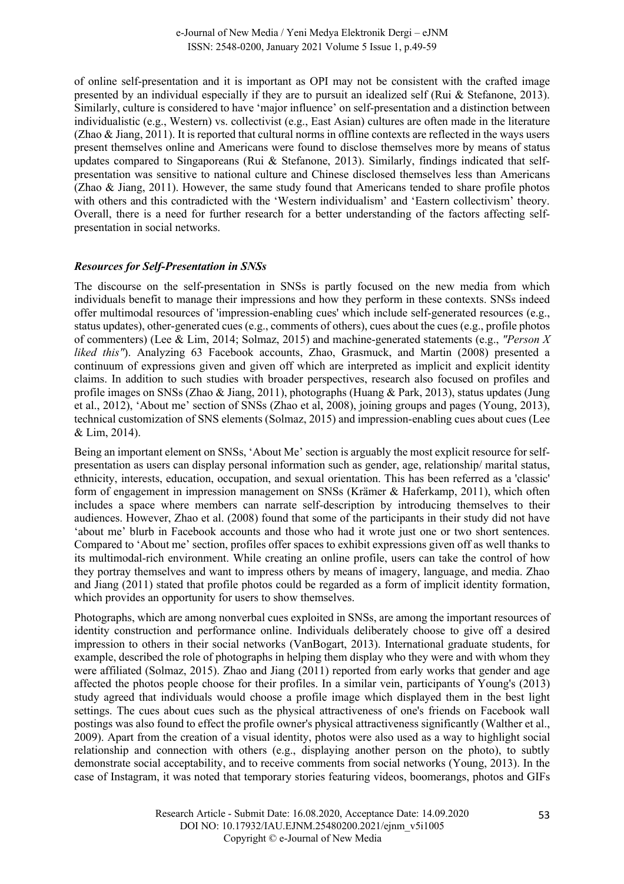of online self-presentation and it is important as OPI may not be consistent with the crafted image presented by an individual especially if they are to pursuit an idealized self (Rui & Stefanone, 2013). Similarly, culture is considered to have 'major influence' on self-presentation and a distinction between individualistic (e.g., Western) vs. collectivist (e.g., East Asian) cultures are often made in the literature (Zhao & Jiang, 2011). It is reported that cultural norms in offline contexts are reflected in the ways users present themselves online and Americans were found to disclose themselves more by means of status updates compared to Singaporeans (Rui & Stefanone, 2013). Similarly, findings indicated that self-presentation was sensitive to national culture and Chinese disclosed themselves less than Americans (Zhao & Jiang, 2011). However, the same study found that Americans tended to share profile photos with others and this contradicted with the 'Western individualism' and 'Eastern collectivism' theory. Overall, there is a need for further research for a better understanding of the factors affecting self-presentation in social networks.

### *Resources for Self-Presentation in SNSs*

The discourse on the self-presentation in SNSs is partly focused on the new media from which individuals benefit to manage their impressions and how they perform in these contexts. SNSs indeed offer multimodal resources of 'impression-enabling cues' which include self-generated resources (e.g., status updates), other-generated cues (e.g., comments of others), cues about the cues (e.g., profile photos of commenters) (Lee & Lim, 2014; Solmaz, 2015) and machine-generated statements (e.g., *"Person X liked this"*). Analyzing 63 Facebook accounts, Zhao, Grasmuck, and Martin (2008) presented a continuum of expressions given and given off which are interpreted as implicit and explicit identity claims. In addition to such studies with broader perspectives, research also focused on profiles and profile images on SNSs (Zhao & Jiang, 2011), photographs (Huang & Park, 2013), status updates (Jung et al., 2012), 'About me' section of SNSs (Zhao et al, 2008), joining groups and pages (Young, 2013), technical customization of SNS elements (Solmaz, 2015) and impression-enabling cues about cues (Lee & Lim, 2014).

Being an important element on SNSs, 'About Me' section is arguably the most explicit resource for self-presentation as users can display personal information such as gender, age, relationship/ marital status, ethnicity, interests, education, occupation, and sexual orientation. This has been referred as a 'classic' form of engagement in impression management on SNSs (Krämer & Haferkamp, 2011), which often includes a space where members can narrate self-description by introducing themselves to their audiences. However, Zhao et al. (2008) found that some of the participants in their study did not have 'about me' blurb in Facebook accounts and those who had it wrote just one or two short sentences. Compared to 'About me' section, profiles offer spaces to exhibit expressions given off as well thanks to its multimodal-rich environment. While creating an online profile, users can take the control of how they portray themselves and want to impress others by means of imagery, language, and media. Zhao and Jiang (2011) stated that profile photos could be regarded as a form of implicit identity formation, which provides an opportunity for users to show themselves.

Photographs, which are among nonverbal cues exploited in SNSs, are among the important resources of identity construction and performance online. Individuals deliberately choose to give off a desired impression to others in their social networks (VanBogart, 2013). International graduate students, for example, described the role of photographs in helping them display who they were and with whom they were affiliated (Solmaz, 2015). Zhao and Jiang (2011) reported from early works that gender and age affected the photos people choose for their profiles. In a similar vein, participants of Young's (2013) study agreed that individuals would choose a profile image which displayed them in the best light settings. The cues about cues such as the physical attractiveness of one's friends on Facebook wall postings was also found to effect the profile owner's physical attractiveness significantly (Walther et al., 2009). Apart from the creation of a visual identity, photos were also used as a way to highlight social relationship and connection with others (e.g., displaying another person on the photo), to subtly demonstrate social acceptability, and to receive comments from social networks (Young, 2013). In the case of Instagram, it was noted that temporary stories featuring videos, boomerangs, photos and GIFs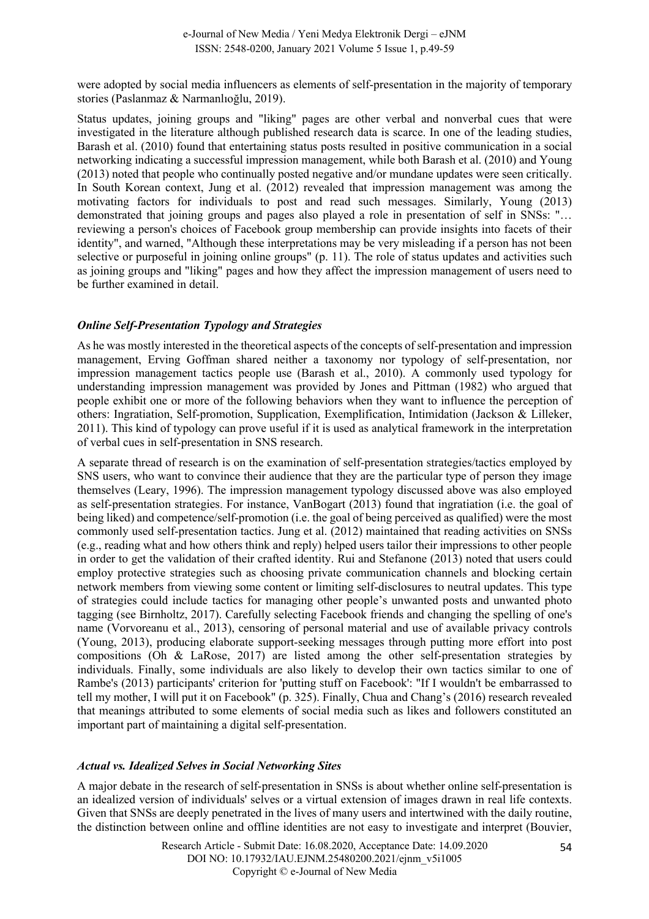were adopted by social media influencers as elements of self-presentation in the majority of temporary stories (Paslanmaz & Narmanlıoğlu, 2019).

Status updates, joining groups and "liking" pages are other verbal and nonverbal cues that were investigated in the literature although published research data is scarce. In one of the leading studies, Barash et al. (2010) found that entertaining status posts resulted in positive communication in a social networking indicating a successful impression management, while both Barash et al. (2010) and Young (2013) noted that people who continually posted negative and/or mundane updates were seen critically. In South Korean context, Jung et al. (2012) revealed that impression management was among the motivating factors for individuals to post and read such messages. Similarly, Young (2013) demonstrated that joining groups and pages also played a role in presentation of self in SNSs: "… reviewing a person's choices of Facebook group membership can provide insights into facets of their identity", and warned, "Although these interpretations may be very misleading if a person has not been selective or purposeful in joining online groups" (p. 11). The role of status updates and activities such as joining groups and "liking" pages and how they affect the impression management of users need to be further examined in detail.

### *Online Self-Presentation Typology and Strategies*

As he was mostly interested in the theoretical aspects of the concepts of self-presentation and impression management, Erving Goffman shared neither a taxonomy nor typology of self-presentation, nor impression management tactics people use (Barash et al., 2010). A commonly used typology for understanding impression management was provided by Jones and Pittman (1982) who argued that people exhibit one or more of the following behaviors when they want to influence the perception of others: Ingratiation, Self-promotion, Supplication, Exemplification, Intimidation (Jackson & Lilleker, 2011). This kind of typology can prove useful if it is used as analytical framework in the interpretation of verbal cues in self-presentation in SNS research.

A separate thread of research is on the examination of self-presentation strategies/tactics employed by SNS users, who want to convince their audience that they are the particular type of person they image themselves (Leary, 1996). The impression management typology discussed above was also employed as self-presentation strategies. For instance, VanBogart (2013) found that ingratiation (i.e. the goal of being liked) and competence/self-promotion (i.e. the goal of being perceived as qualified) were the most commonly used self-presentation tactics. Jung et al. (2012) maintained that reading activities on SNSs (e.g., reading what and how others think and reply) helped users tailor their impressions to other people in order to get the validation of their crafted identity. Rui and Stefanone (2013) noted that users could employ protective strategies such as choosing private communication channels and blocking certain network members from viewing some content or limiting self-disclosures to neutral updates. This type of strategies could include tactics for managing other people's unwanted posts and unwanted photo tagging (see Birnholtz, 2017). Carefully selecting Facebook friends and changing the spelling of one's name (Vorvoreanu et al., 2013), censoring of personal material and use of available privacy controls (Young, 2013), producing elaborate support-seeking messages through putting more effort into post compositions (Oh & LaRose, 2017) are listed among the other self-presentation strategies by individuals. Finally, some individuals are also likely to develop their own tactics similar to one of Rambe's (2013) participants' criterion for 'putting stuff on Facebook': "If I wouldn't be embarrassed to tell my mother, I will put it on Facebook" (p. 325). Finally, Chua and Chang's (2016) research revealed that meanings attributed to some elements of social media such as likes and followers constituted an important part of maintaining a digital self-presentation.

### *Actual vs. Idealized Selves in Social Networking Sites*

A major debate in the research of self-presentation in SNSs is about whether online self-presentation is an idealized version of individuals' selves or a virtual extension of images drawn in real life contexts. Given that SNSs are deeply penetrated in the lives of many users and intertwined with the daily routine, the distinction between online and offline identities are not easy to investigate and interpret (Bouvier,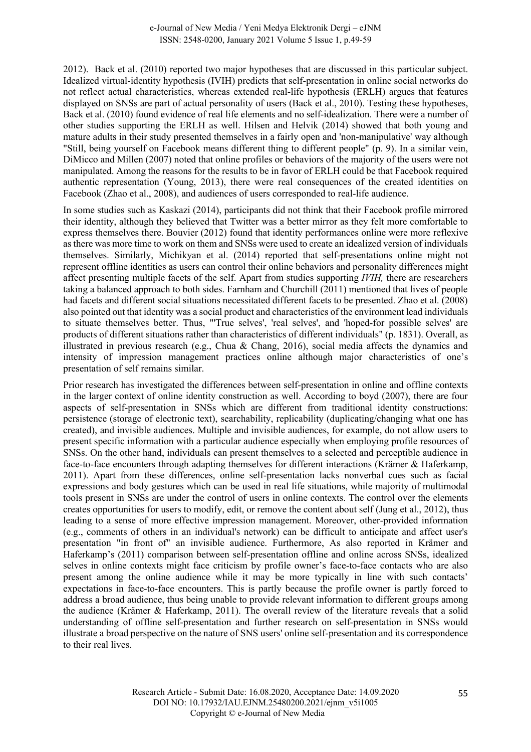2012). Back et al. (2010) reported two major hypotheses that are discussed in this particular subject. Idealized virtual-identity hypothesis (IVIH) predicts that self-presentation in online social networks do not reflect actual characteristics, whereas extended real-life hypothesis (ERLH) argues that features displayed on SNSs are part of actual personality of users (Back et al., 2010). Testing these hypotheses, Back et al. (2010) found evidence of real life elements and no self-idealization. There were a number of other studies supporting the ERLH as well. Hilsen and Helvik (2014) showed that both young and mature adults in their study presented themselves in a fairly open and 'non-manipulative' way although "Still, being yourself on Facebook means different thing to different people" (p. 9). In a similar vein, DiMicco and Millen (2007) noted that online profiles or behaviors of the majority of the users were not manipulated. Among the reasons for the results to be in favor of ERLH could be that Facebook required authentic representation (Young, 2013), there were real consequences of the created identities on Facebook (Zhao et al., 2008), and audiences of users corresponded to real-life audience.

In some studies such as Kaskazi (2014), participants did not think that their Facebook profile mirrored their identity, although they believed that Twitter was a better mirror as they felt more comfortable to express themselves there. Bouvier (2012) found that identity performances online were more reflexive as there was more time to work on them and SNSs were used to create an idealized version of individuals themselves. Similarly, Michikyan et al. (2014) reported that self-presentations online might not represent offline identities as users can control their online behaviors and personality differences might affect presenting multiple facets of the self. Apart from studies supporting *IVIH,* there are researchers taking a balanced approach to both sides. Farnham and Churchill (2011) mentioned that lives of people had facets and different social situations necessitated different facets to be presented. Zhao et al. (2008) also pointed out that identity was a social product and characteristics of the environment lead individuals to situate themselves better. Thus, "'True selves', 'real selves', and 'hoped-for possible selves' are products of different situations rather than characteristics of different individuals" (p. 1831). Overall, as illustrated in previous research (e.g., Chua & Chang, 2016), social media affects the dynamics and intensity of impression management practices online although major characteristics of one's presentation of self remains similar.

Prior research has investigated the differences between self-presentation in online and offline contexts in the larger context of online identity construction as well. According to boyd (2007), there are four aspects of self-presentation in SNSs which are different from traditional identity constructions: persistence (storage of electronic text), searchability, replicability (duplicating/changing what one has created), and invisible audiences. Multiple and invisible audiences, for example, do not allow users to present specific information with a particular audience especially when employing profile resources of SNSs. On the other hand, individuals can present themselves to a selected and perceptible audience in face-to-face encounters through adapting themselves for different interactions (Krämer & Haferkamp, 2011). Apart from these differences, online self-presentation lacks nonverbal cues such as facial expressions and body gestures which can be used in real life situations, while majority of multimodal tools present in SNSs are under the control of users in online contexts. The control over the elements creates opportunities for users to modify, edit, or remove the content about self (Jung et al., 2012), thus leading to a sense of more effective impression management. Moreover, other-provided information (e.g., comments of others in an individual's network) can be difficult to anticipate and affect user's presentation "in front of" an invisible audience. Furthermore, As also reported in Krämer and Haferkamp's (2011) comparison between self-presentation offline and online across SNSs, idealized selves in online contexts might face criticism by profile owner's face-to-face contacts who are also present among the online audience while it may be more typically in line with such contacts' expectations in face-to-face encounters. This is partly because the profile owner is partly forced to address a broad audience, thus being unable to provide relevant information to different groups among the audience (Krämer & Haferkamp, 2011). The overall review of the literature reveals that a solid understanding of offline self-presentation and further research on self-presentation in SNSs would illustrate a broad perspective on the nature of SNS users' online self-presentation and its correspondence to their real lives.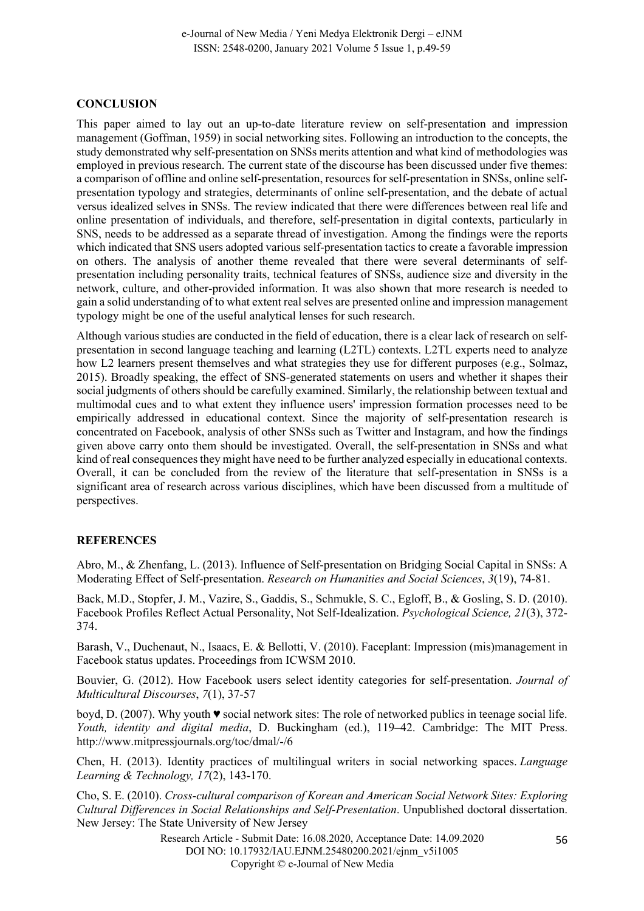## CONCLUSION

This paper aimed to lay out an up-to-date literature review on self-presentation and impression management (Goffman, 1959) in social networking sites. Following an introduction to the concepts, the study demonstrated why self-presentation on SNSs merits attention and what kind of methodologies was employed in previous research. The current state of the discourse has been discussed under five themes: a comparison of offline and online self-presentation, resources for self-presentation in SNSs, online self-presentation typology and strategies, determinants of online self-presentation, and the debate of actual versus idealized selves in SNSs. The review indicated that there were differences between real life and online presentation of individuals, and therefore, self-presentation in digital contexts, particularly in SNS, needs to be addressed as a separate thread of investigation. Among the findings were the reports which indicated that SNS users adopted various self-presentation tactics to create a favorable impression on others. The analysis of another theme revealed that there were several determinants of self-presentation including personality traits, technical features of SNSs, audience size and diversity in the network, culture, and other-provided information. It was also shown that more research is needed to gain a solid understanding of to what extent real selves are presented online and impression management typology might be one of the useful analytical lenses for such research.

Although various studies are conducted in the field of education, there is a clear lack of research on self-presentation in second language teaching and learning (L2TL) contexts. L2TL experts need to analyze how L2 learners present themselves and what strategies they use for different purposes (e.g., Solmaz, 2015). Broadly speaking, the effect of SNS-generated statements on users and whether it shapes their social judgments of others should be carefully examined. Similarly, the relationship between textual and multimodal cues and to what extent they influence users' impression formation processes need to be empirically addressed in educational context. Since the majority of self-presentation research is concentrated on Facebook, analysis of other SNSs such as Twitter and Instagram, and how the findings given above carry onto them should be investigated. Overall, the self-presentation in SNSs and what kind of real consequences they might have need to be further analyzed especially in educational contexts. Overall, it can be concluded from the review of the literature that self-presentation in SNSs is a significant area of research across various disciplines, which have been discussed from a multitude of perspectives.

## REFERENCES

Abro, M., & Zhenfang, L. (2013). Influence of Self-presentation on Bridging Social Capital in SNSs: A Moderating Effect of Self-presentation. *Research on Humanities and Social Sciences*, *3*(19), 74-81.

Back, M.D., Stopfer, J. M., Vazire, S., Gaddis, S., Schmukle, S. C., Egloff, B., & Gosling, S. D. (2010). Facebook Profiles Reflect Actual Personality, Not Self-Idealization. *Psychological Science, 21*(3), 372-374.

Barash, V., Duchenaut, N., Isaacs, E. & Bellotti, V. (2010). Faceplant: Impression (mis)management in Facebook status updates. Proceedings from ICWSM 2010.

Bouvier, G. (2012). How Facebook users select identity categories for self-presentation. *Journal of Multicultural Discourses*, *7*(1), 37-57

boyd, D. (2007). Why youth ♥ social network sites: The role of networked publics in teenage social life. *Youth, identity and digital media*, D. Buckingham (ed.), 119–42. Cambridge: The MIT Press. http://www.mitpressjournals.org/toc/dmal/-/6

Chen, H. (2013). Identity practices of multilingual writers in social networking spaces. *Language Learning & Technology, 17*(2), 143-170.

Cho, S. E. (2010). *Cross-cultural comparison of Korean and American Social Network Sites: Exploring Cultural Differences in Social Relationships and Self-Presentation*. Unpublished doctoral dissertation. New Jersey: The State University of New Jersey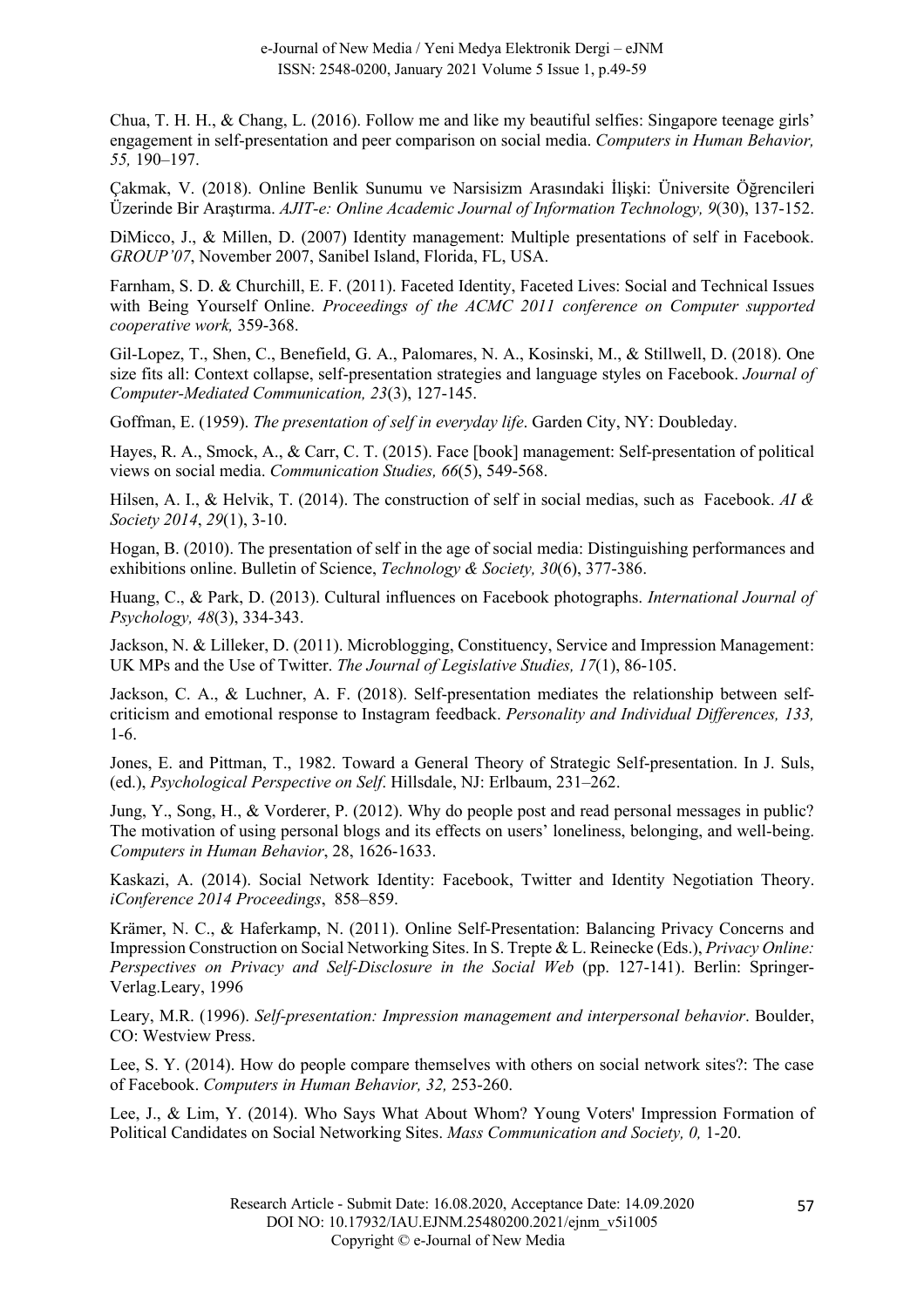Chua, T. H. H., & Chang, L. (2016). Follow me and like my beautiful selfies: Singapore teenage girls' engagement in self-presentation and peer comparison on social media. *Computers in Human Behavior, 55,* 190–197.

Çakmak, V. (2018). Online Benlik Sunumu ve Narsisizm Arasındaki İlişki: Üniversite Öğrencileri Üzerinde Bir Araştırma. *AJIT-e: Online Academic Journal of Information Technology, 9*(30), 137-152.

DiMicco, J., & Millen, D. (2007) Identity management: Multiple presentations of self in Facebook. *GROUP'07*, November 2007, Sanibel Island, Florida, FL, USA.

Farnham, S. D. & Churchill, E. F. (2011). Faceted Identity, Faceted Lives: Social and Technical Issues with Being Yourself Online. *Proceedings of the ACMC 2011 conference on Computer supported cooperative work,* 359-368.

Gil-Lopez, T., Shen, C., Benefield, G. A., Palomares, N. A., Kosinski, M., & Stillwell, D. (2018). One size fits all: Context collapse, self-presentation strategies and language styles on Facebook. *Journal of Computer-Mediated Communication, 23*(3), 127-145.

Goffman, E. (1959). *The presentation of self in everyday life*. Garden City, NY: Doubleday.

Hayes, R. A., Smock, A., & Carr, C. T. (2015). Face [book] management: Self-presentation of political views on social media. *Communication Studies, 66*(5), 549-568.

Hilsen, A. I., & Helvik, T. (2014). The construction of self in social medias, such as Facebook. *AI & Society 2014*, *29*(1), 3-10.

Hogan, B. (2010). The presentation of self in the age of social media: Distinguishing performances and exhibitions online. Bulletin of Science, *Technology & Society, 30*(6), 377-386.

Huang, C., & Park, D. (2013). Cultural influences on Facebook photographs. *International Journal of Psychology, 48*(3), 334-343.

Jackson, N. & Lilleker, D. (2011). Microblogging, Constituency, Service and Impression Management: UK MPs and the Use of Twitter. *The Journal of Legislative Studies, 17*(1), 86-105.

Jackson, C. A., & Luchner, A. F. (2018). Self-presentation mediates the relationship between self-criticism and emotional response to Instagram feedback. *Personality and Individual Differences, 133,* 1-6.

Jones, E. and Pittman, T., 1982. Toward a General Theory of Strategic Self-presentation. In J. Suls, (ed.), *Psychological Perspective on Self*. Hillsdale, NJ: Erlbaum, 231–262.

Jung, Y., Song, H., & Vorderer, P. (2012). Why do people post and read personal messages in public? The motivation of using personal blogs and its effects on users' loneliness, belonging, and well-being. *Computers in Human Behavior*, 28, 1626-1633.

Kaskazi, A. (2014). Social Network Identity: Facebook, Twitter and Identity Negotiation Theory. *iConference 2014 Proceedings*, 858–859.

Krämer, N. C., & Haferkamp, N. (2011). Online Self-Presentation: Balancing Privacy Concerns and Impression Construction on Social Networking Sites. In S. Trepte & L. Reinecke (Eds.), *Privacy Online: Perspectives on Privacy and Self-Disclosure in the Social Web* (pp. 127-141). Berlin: Springer-Verlag.Leary, 1996

Leary, M.R. (1996). *Self-presentation: Impression management and interpersonal behavior*. Boulder, CO: Westview Press.

Lee, S. Y. (2014). How do people compare themselves with others on social network sites?: The case of Facebook. *Computers in Human Behavior, 32,* 253-260.

Lee, J., & Lim, Y. (2014). Who Says What About Whom? Young Voters' Impression Formation of Political Candidates on Social Networking Sites. *Mass Communication and Society, 0,* 1-20.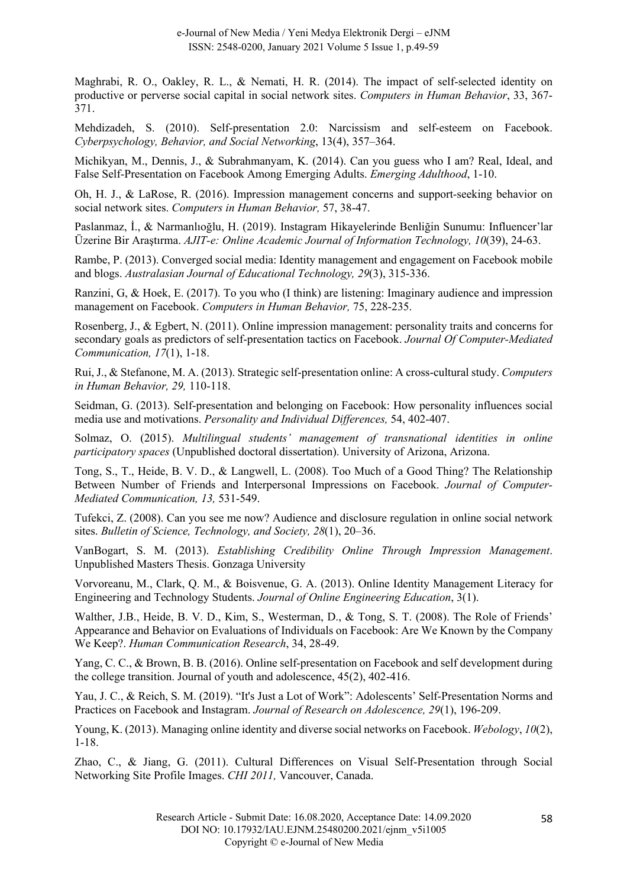Maghrabi, R. O., Oakley, R. L., & Nemati, H. R. (2014). The impact of self-selected identity on productive or perverse social capital in social network sites. *Computers in Human Behavior*, 33, 367-371.

Mehdizadeh, S. (2010). Self-presentation 2.0: Narcissism and self-esteem on Facebook. *Cyberpsychology, Behavior, and Social Networking*, 13(4), 357–364.

Michikyan, M., Dennis, J., & Subrahmanyam, K. (2014). Can you guess who I am? Real, Ideal, and False Self-Presentation on Facebook Among Emerging Adults. *Emerging Adulthood*, 1-10.

Oh, H. J., & LaRose, R. (2016). Impression management concerns and support-seeking behavior on social network sites. *Computers in Human Behavior,* 57, 38-47.

Paslanmaz, İ., & Narmanlıoğlu, H. (2019). Instagram Hikayelerinde Benliğin Sunumu: Influencer'lar Üzerine Bir Araştırma. *AJIT-e: Online Academic Journal of Information Technology, 10*(39), 24-63.

Rambe, P. (2013). Converged social media: Identity management and engagement on Facebook mobile and blogs. *Australasian Journal of Educational Technology, 29*(3), 315-336.

Ranzini, G, & Hoek, E. (2017). To you who (I think) are listening: Imaginary audience and impression management on Facebook. *Computers in Human Behavior,* 75, 228-235.

Rosenberg, J., & Egbert, N. (2011). Online impression management: personality traits and concerns for secondary goals as predictors of self-presentation tactics on Facebook. *Journal Of Computer-Mediated Communication, 17*(1), 1-18.

Rui, J., & Stefanone, M. A. (2013). Strategic self-presentation online: A cross-cultural study. *Computers in Human Behavior, 29,* 110-118.

Seidman, G. (2013). Self-presentation and belonging on Facebook: How personality influences social media use and motivations. *Personality and Individual Differences,* 54, 402-407.

Solmaz, O. (2015). *Multilingual students' management of transnational identities in online participatory spaces* (Unpublished doctoral dissertation). University of Arizona, Arizona.

Tong, S., T., Heide, B. V. D., & Langwell, L. (2008). Too Much of a Good Thing? The Relationship Between Number of Friends and Interpersonal Impressions on Facebook. *Journal of Computer-Mediated Communication, 13,* 531-549.

Tufekci, Z. (2008). Can you see me now? Audience and disclosure regulation in online social network sites. *Bulletin of Science, Technology, and Society, 28*(1), 20–36.

VanBogart, S. M. (2013). *Establishing Credibility Online Through Impression Management*. Unpublished Masters Thesis. Gonzaga University

Vorvoreanu, M., Clark, Q. M., & Boisvenue, G. A. (2013). Online Identity Management Literacy for Engineering and Technology Students. *Journal of Online Engineering Education*, 3(1).

Walther, J.B., Heide, B. V. D., Kim, S., Westerman, D., & Tong, S. T. (2008). The Role of Friends' Appearance and Behavior on Evaluations of Individuals on Facebook: Are We Known by the Company We Keep?. *Human Communication Research*, 34, 28-49.

Yang, C. C., & Brown, B. B. (2016). Online self-presentation on Facebook and self development during the college transition. Journal of youth and adolescence, 45(2), 402-416.

Yau, J. C., & Reich, S. M. (2019). "It's Just a Lot of Work": Adolescents' Self-Presentation Norms and Practices on Facebook and Instagram. *Journal of Research on Adolescence, 29*(1), 196-209.

Young, K. (2013). Managing online identity and diverse social networks on Facebook. *Webology*, *10*(2), 1-18.

Zhao, C., & Jiang, G. (2011). Cultural Differences on Visual Self-Presentation through Social Networking Site Profile Images. *CHI 2011,* Vancouver, Canada.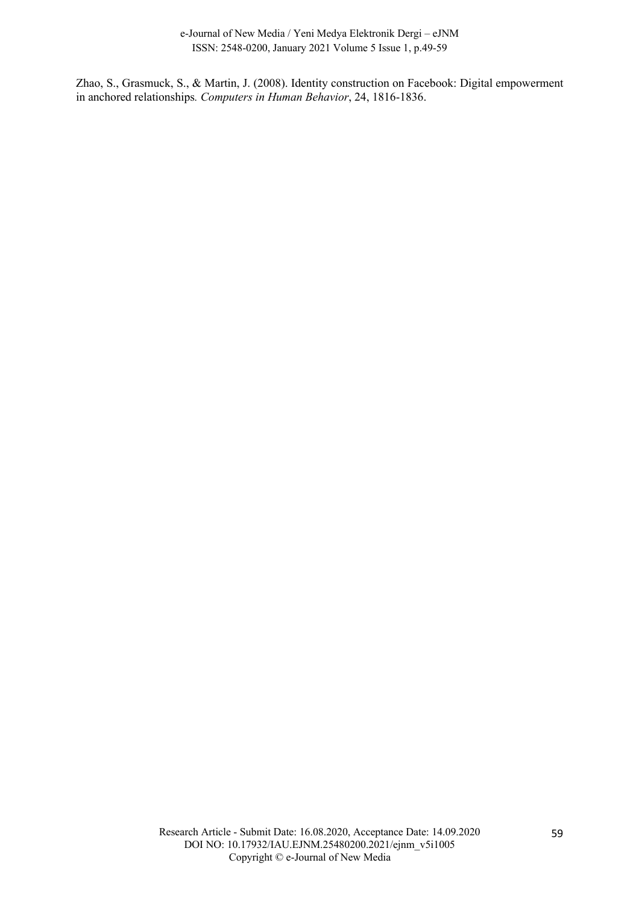Zhao, S., Grasmuck, S., & Martin, J. (2008). Identity construction on Facebook: Digital empowerment in anchored relationships*. Computers in Human Behavior*, 24, 1816-1836.